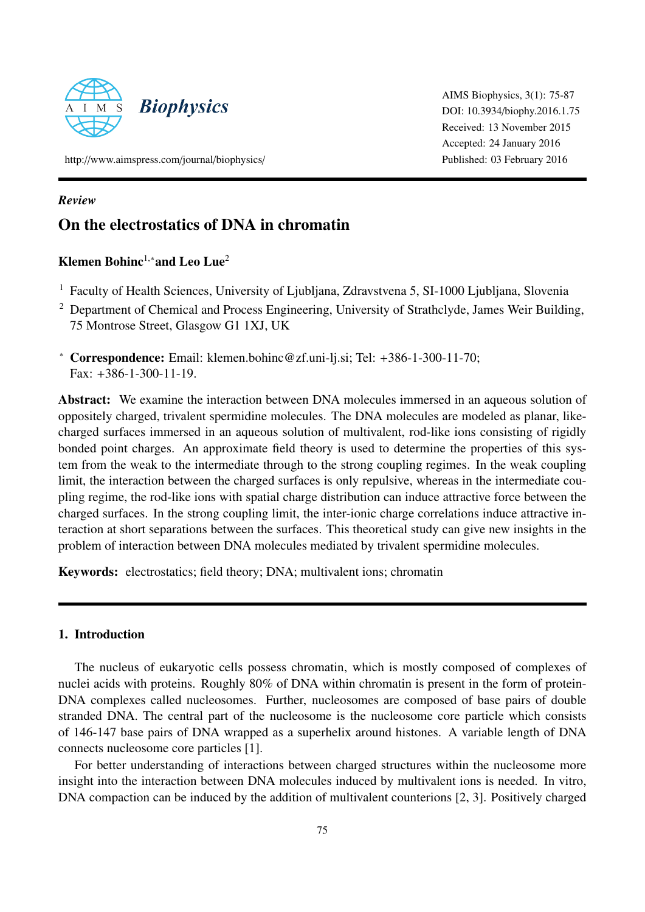*Review*

# On the electrostatics of DNA in chromatin

**Klemen Bohinc**[1,*] **and Leo Lue**[2]

[1] Faculty of Health Sciences, University of Ljubljana, Zdravstvena 5, SI-1000 Ljubljana, Slovenia

[2] Department of Chemical and Process Engineering, University of Strathclyde, James Weir Building, 75 Montrose Street, Glasgow G1 1XJ, UK

[*] **Correspondence:** Email: klemen.bohinc@zf.uni-lj.si; Tel: +386-1-300-11-70; Fax: +386-1-300-11-19.

**Abstract:** We examine the interaction between DNA molecules immersed in an aqueous solution of oppositely charged, trivalent spermidine molecules. The DNA molecules are modeled as planar, like-charged surfaces immersed in an aqueous solution of multivalent, rod-like ions consisting of rigidly bonded point charges. An approximate field theory is used to determine the properties of this system from the weak to the intermediate through to the strong coupling regimes. In the weak coupling limit, the interaction between the charged surfaces is only repulsive, whereas in the intermediate coupling regime, the rod-like ions with spatial charge distribution can induce attractive force between the charged surfaces. In the strong coupling limit, the inter-ionic charge correlations induce attractive interaction at short separations between the surfaces. This theoretical study can give new insights in the problem of interaction between DNA molecules mediated by trivalent spermidine molecules.

**Keywords:** electrostatics; field theory; DNA; multivalent ions; chromatin

## 1. Introduction

The nucleus of eukaryotic cells possess chromatin, which is mostly composed of complexes of nuclei acids with proteins. Roughly 80% of DNA within chromatin is present in the form of protein-DNA complexes called nucleosomes. Further, nucleosomes are composed of base pairs of double stranded DNA. The central part of the nucleosome is the nucleosome core particle which consists of 146-147 base pairs of DNA wrapped as a superhelix around histones. A variable length of DNA connects nucleosome core particles [1].

For better understanding of interactions between charged structures within the nucleosome more insight into the interaction between DNA molecules induced by multivalent ions is needed. In vitro, DNA compaction can be induced by the addition of multivalent counterions [2, 3]. Positively charged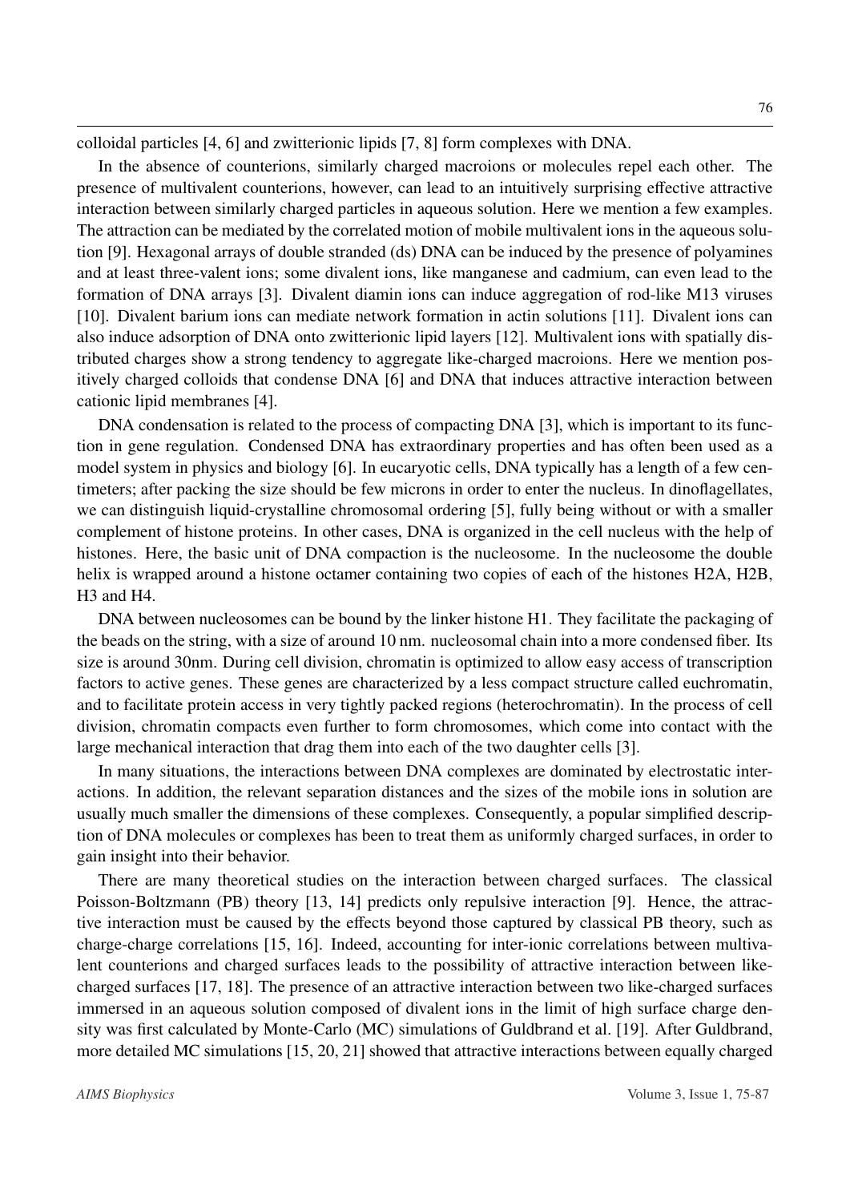colloidal particles [4, 6] and zwitterionic lipids [7, 8] form complexes with DNA.

In the absence of counterions, similarly charged macroions or molecules repel each other. The presence of multivalent counterions, however, can lead to an intuitively surprising effective attractive interaction between similarly charged particles in aqueous solution. Here we mention a few examples. The attraction can be mediated by the correlated motion of mobile multivalent ions in the aqueous solution [9]. Hexagonal arrays of double stranded (ds) DNA can be induced by the presence of polyamines and at least three-valent ions; some divalent ions, like manganese and cadmium, can even lead to the formation of DNA arrays [3]. Divalent diamin ions can induce aggregation of rod-like M13 viruses [10]. Divalent barium ions can mediate network formation in actin solutions [11]. Divalent ions can also induce adsorption of DNA onto zwitterionic lipid layers [12]. Multivalent ions with spatially distributed charges show a strong tendency to aggregate like-charged macroions. Here we mention positively charged colloids that condense DNA [6] and DNA that induces attractive interaction between cationic lipid membranes [4].

DNA condensation is related to the process of compacting DNA [3], which is important to its function in gene regulation. Condensed DNA has extraordinary properties and has often been used as a model system in physics and biology [6]. In eucaryotic cells, DNA typically has a length of a few centimeters; after packing the size should be few microns in order to enter the nucleus. In dinoflagellates, we can distinguish liquid-crystalline chromosomal ordering [5], fully being without or with a smaller complement of histone proteins. In other cases, DNA is organized in the cell nucleus with the help of histones. Here, the basic unit of DNA compaction is the nucleosome. In the nucleosome the double helix is wrapped around a histone octamer containing two copies of each of the histones H2A, H2B, H3 and H4.

DNA between nucleosomes can be bound by the linker histone H1. They facilitate the packaging of the beads on the string, with a size of around 10 nm. nucleosomal chain into a more condensed fiber. Its size is around 30nm. During cell division, chromatin is optimized to allow easy access of transcription factors to active genes. These genes are characterized by a less compact structure called euchromatin, and to facilitate protein access in very tightly packed regions (heterochromatin). In the process of cell division, chromatin compacts even further to form chromosomes, which come into contact with the large mechanical interaction that drag them into each of the two daughter cells [3].

In many situations, the interactions between DNA complexes are dominated by electrostatic interactions. In addition, the relevant separation distances and the sizes of the mobile ions in solution are usually much smaller the dimensions of these complexes. Consequently, a popular simplified description of DNA molecules or complexes has been to treat them as uniformly charged surfaces, in order to gain insight into their behavior.

There are many theoretical studies on the interaction between charged surfaces. The classical Poisson-Boltzmann (PB) theory [13, 14] predicts only repulsive interaction [9]. Hence, the attractive interaction must be caused by the effects beyond those captured by classical PB theory, such as charge-charge correlations [15, 16]. Indeed, accounting for inter-ionic correlations between multivalent counterions and charged surfaces leads to the possibility of attractive interaction between like-charged surfaces [17, 18]. The presence of an attractive interaction between two like-charged surfaces immersed in an aqueous solution composed of divalent ions in the limit of high surface charge density was first calculated by Monte-Carlo (MC) simulations of Guldbrand et al. [19]. After Guldbrand, more detailed MC simulations [15, 20, 21] showed that attractive interactions between equally charged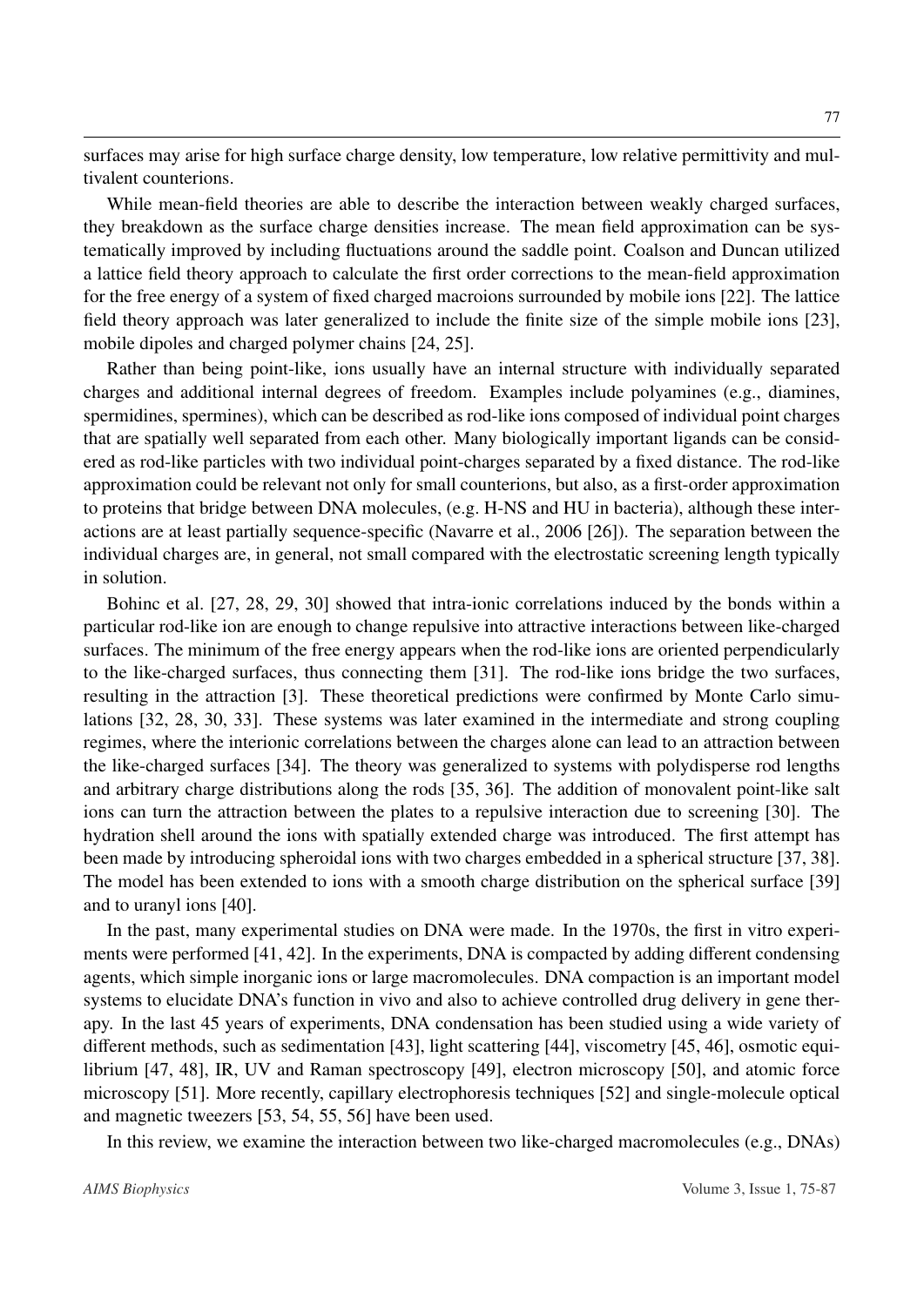surfaces may arise for high surface charge density, low temperature, low relative permittivity and multivalent counterions.

While mean-field theories are able to describe the interaction between weakly charged surfaces, they breakdown as the surface charge densities increase. The mean field approximation can be systematically improved by including fluctuations around the saddle point. Coalson and Duncan utilized a lattice field theory approach to calculate the first order corrections to the mean-field approximation for the free energy of a system of fixed charged macroions surrounded by mobile ions [22]. The lattice field theory approach was later generalized to include the finite size of the simple mobile ions [23], mobile dipoles and charged polymer chains [24, 25].

Rather than being point-like, ions usually have an internal structure with individually separated charges and additional internal degrees of freedom. Examples include polyamines (e.g., diamines, spermidines, spermines), which can be described as rod-like ions composed of individual point charges that are spatially well separated from each other. Many biologically important ligands can be considered as rod-like particles with two individual point-charges separated by a fixed distance. The rod-like approximation could be relevant not only for small counterions, but also, as a first-order approximation to proteins that bridge between DNA molecules, (e.g. H-NS and HU in bacteria), although these interactions are at least partially sequence-specific (Navarre et al., 2006 [26]). The separation between the individual charges are, in general, not small compared with the electrostatic screening length typically in solution.

Bohinc et al. [27, 28, 29, 30] showed that intra-ionic correlations induced by the bonds within a particular rod-like ion are enough to change repulsive into attractive interactions between like-charged surfaces. The minimum of the free energy appears when the rod-like ions are oriented perpendicularly to the like-charged surfaces, thus connecting them [31]. The rod-like ions bridge the two surfaces, resulting in the attraction [3]. These theoretical predictions were confirmed by Monte Carlo simulations [32, 28, 30, 33]. These systems was later examined in the intermediate and strong coupling regimes, where the interionic correlations between the charges alone can lead to an attraction between the like-charged surfaces [34]. The theory was generalized to systems with polydisperse rod lengths and arbitrary charge distributions along the rods [35, 36]. The addition of monovalent point-like salt ions can turn the attraction between the plates to a repulsive interaction due to screening [30]. The hydration shell around the ions with spatially extended charge was introduced. The first attempt has been made by introducing spheroidal ions with two charges embedded in a spherical structure [37, 38]. The model has been extended to ions with a smooth charge distribution on the spherical surface [39] and to uranyl ions [40].

In the past, many experimental studies on DNA were made. In the 1970s, the first in vitro experiments were performed [41, 42]. In the experiments, DNA is compacted by adding different condensing agents, which simple inorganic ions or large macromolecules. DNA compaction is an important model systems to elucidate DNA's function in vivo and also to achieve controlled drug delivery in gene therapy. In the last 45 years of experiments, DNA condensation has been studied using a wide variety of different methods, such as sedimentation [43], light scattering [44], viscometry [45, 46], osmotic equilibrium [47, 48], IR, UV and Raman spectroscopy [49], electron microscopy [50], and atomic force microscopy [51]. More recently, capillary electrophoresis techniques [52] and single-molecule optical and magnetic tweezers [53, 54, 55, 56] have been used.

In this review, we examine the interaction between two like-charged macromolecules (e.g., DNAs)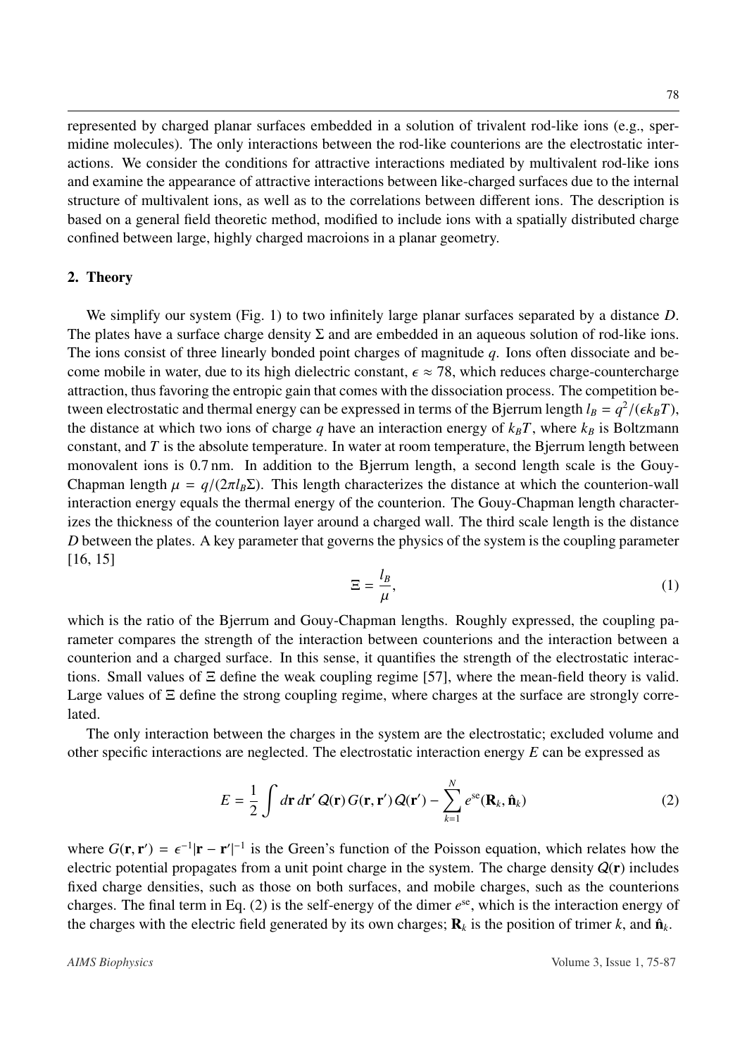represented by charged planar surfaces embedded in a solution of trivalent rod-like ions (e.g., spermidine molecules). The only interactions between the rod-like counterions are the electrostatic interactions. We consider the conditions for attractive interactions mediated by multivalent rod-like ions and examine the appearance of attractive interactions between like-charged surfaces due to the internal structure of multivalent ions, as well as to the correlations between different ions. The description is based on a general field theoretic method, modified to include ions with a spatially distributed charge confined between large, highly charged macroions in a planar geometry.

## 2. Theory

We simplify our system (Fig. 1) to two infinitely large planar surfaces separated by a distance $D$. The plates have a surface charge density $\Sigma$ and are embedded in an aqueous solution of rod-like ions. The ions consist of three linearly bonded point charges of magnitude $q$. Ions often dissociate and become mobile in water, due to its high dielectric constant, $\epsilon \approx 78$, which reduces charge-countercharge attraction, thus favoring the entropic gain that comes with the dissociation process. The competition between electrostatic and thermal energy can be expressed in terms of the Bjerrum length $l_B = q^2/(\epsilon k_B T)$, the distance at which two ions of charge $q$ have an interaction energy of $k_B T$, where $k_B$ is Boltzmann constant, and $T$ is the absolute temperature. In water at room temperature, the Bjerrum length between monovalent ions is 0.7 nm. In addition to the Bjerrum length, a second length scale is the Gouy-Chapman length $\mu = q/(2\pi l_B \Sigma)$. This length characterizes the distance at which the counterion-wall interaction energy equals the thermal energy of the counterion. The Gouy-Chapman length characterizes the thickness of the counterion layer around a charged wall. The third scale length is the distance $D$ between the plates. A key parameter that governs the physics of the system is the coupling parameter [16, 15]

$$\Xi = \frac{l_B}{\mu}, \tag{1}$$

which is the ratio of the Bjerrum and Gouy-Chapman lengths. Roughly expressed, the coupling parameter compares the strength of the interaction between counterions and the interaction between a counterion and a charged surface. In this sense, it quantifies the strength of the electrostatic interactions. Small values of $\Xi$ define the weak coupling regime [57], where the mean-field theory is valid. Large values of $\Xi$ define the strong coupling regime, where charges at the surface are strongly correlated.

The only interaction between the charges in the system are the electrostatic; excluded volume and other specific interactions are neglected. The electrostatic interaction energy $E$ can be expressed as

$$E = \frac{1}{2} \int d\mathbf{r}\, d\mathbf{r}'\, Q(\mathbf{r})\, G(\mathbf{r}, \mathbf{r}')\, Q(\mathbf{r}') - \sum_{k=1}^{N} e^{\mathrm{se}}(\mathbf{R}_k, \hat{\mathbf{n}}_k) \tag{2}$$

where $G(\mathbf{r}, \mathbf{r}') = \epsilon^{-1}|\mathbf{r} - \mathbf{r}'|^{-1}$ is the Green's function of the Poisson equation, which relates how the electric potential propagates from a unit point charge in the system. The charge density $Q(\mathbf{r})$ includes fixed charge densities, such as those on both surfaces, and mobile charges, such as the counterions charges. The final term in Eq. (2) is the self-energy of the dimer $e^{\mathrm{se}}$, which is the interaction energy of the charges with the electric field generated by its own charges; $\mathbf{R}_k$ is the position of trimer $k$, and $\hat{\mathbf{n}}_k$.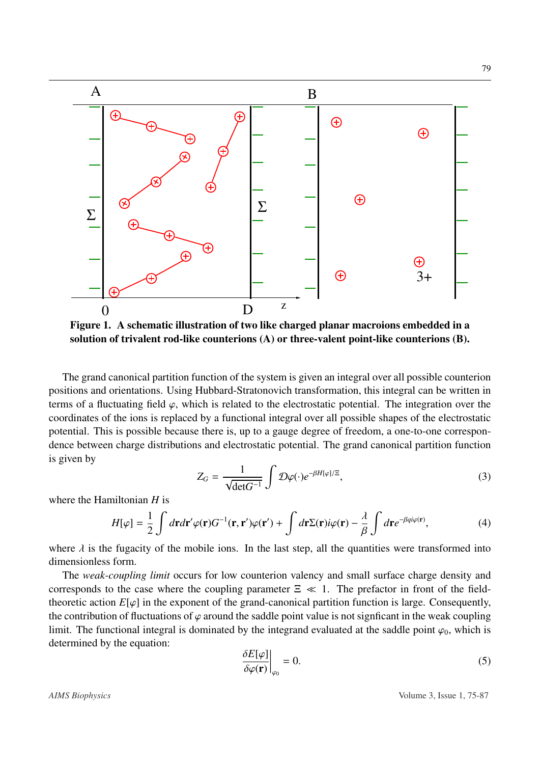**Figure 1. A schematic illustration of two like charged planar macroions embedded in a solution of trivalent rod-like counterions (A) or three-valent point-like counterions (B).**

The grand canonical partition function of the system is given an integral over all possible counterion positions and orientations. Using Hubbard-Stratonovich transformation, this integral can be written in terms of a fluctuating field $\varphi$, which is related to the electrostatic potential. The integration over the coordinates of the ions is replaced by a functional integral over all possible shapes of the electrostatic potential. This is possible because there is, up to a gauge degree of freedom, a one-to-one correspondence between charge distributions and electrostatic potential. The grand canonical partition function is given by

$$Z_G = \frac{1}{\sqrt{\det G^{-1}}} \int \mathcal{D}\varphi(\cdot) e^{-\beta H[\varphi]/\Xi}, \tag{3}$$

where the Hamiltonian $H$ is

$$H[\varphi] = \frac{1}{2} \int d\mathbf{r} d\mathbf{r}' \varphi(\mathbf{r}) G^{-1}(\mathbf{r}, \mathbf{r}') \varphi(\mathbf{r}') + \int d\mathbf{r} \Sigma(\mathbf{r}) i\varphi(\mathbf{r}) - \frac{\lambda}{\beta} \int d\mathbf{r} e^{-\beta q i \varphi(\mathbf{r})}, \tag{4}$$

where $\lambda$ is the fugacity of the mobile ions. In the last step, all the quantities were transformed into dimensionless form.

The *weak-coupling limit* occurs for low counterion valency and small surface charge density and corresponds to the case where the coupling parameter $\Xi \ll 1$. The prefactor in front of the field-theoretic action $E[\varphi]$ in the exponent of the grand-canonical partition function is large. Consequently, the contribution of fluctuations of $\varphi$ around the saddle point value is not signficant in the weak coupling limit. The functional integral is dominated by the integrand evaluated at the saddle point $\varphi_0$, which is determined by the equation:

$$\left. \frac{\delta E[\varphi]}{\delta \varphi(\mathbf{r})} \right|_{\varphi_0} = 0. \tag{5}$$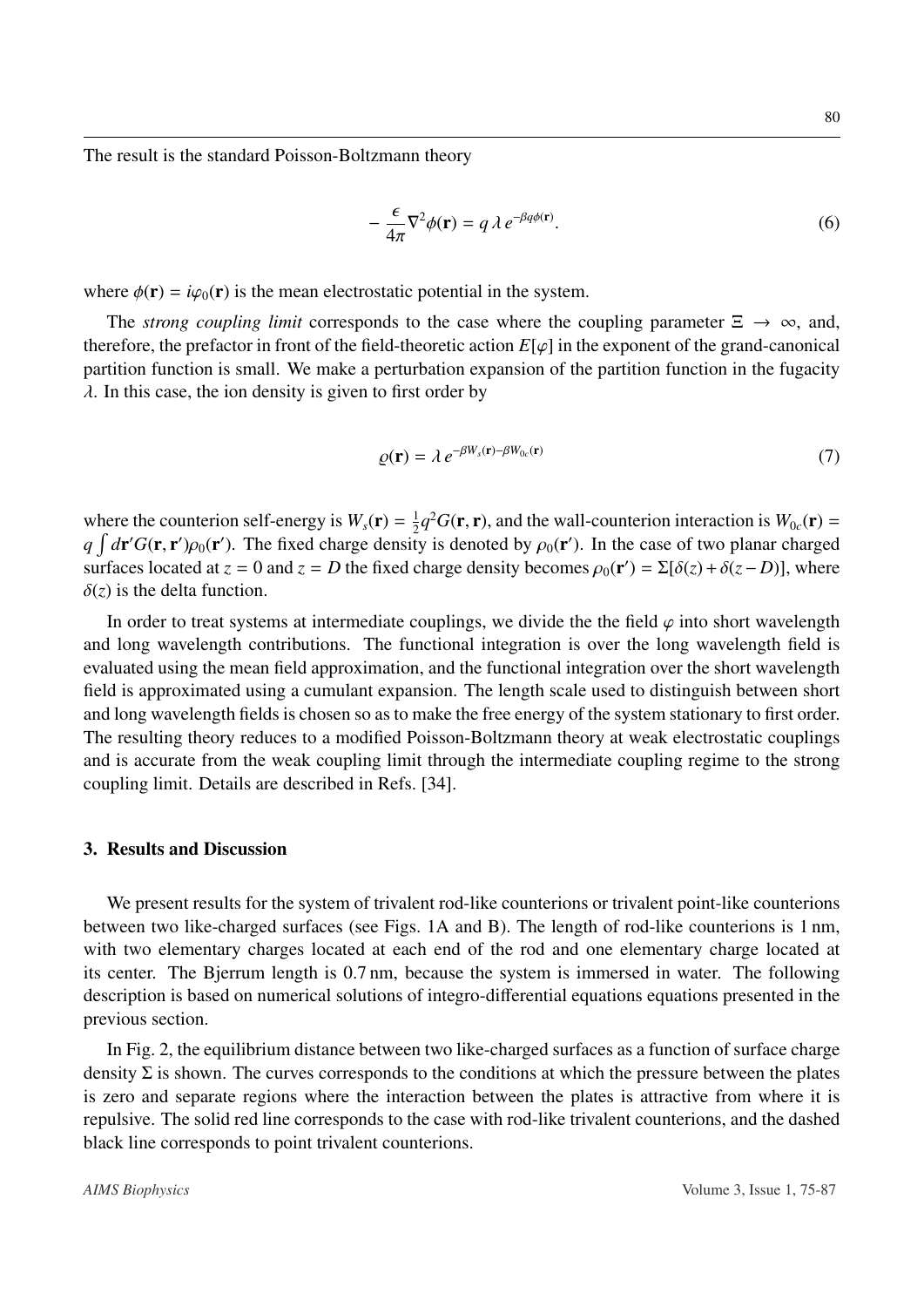The result is the standard Poisson-Boltzmann theory

$$-\frac{\epsilon}{4\pi}\nabla^2\phi(\mathbf{r}) = q\,\lambda\,e^{-\beta q\phi(\mathbf{r})}. \tag{6}$$

where $\phi(\mathbf{r}) = i\varphi_0(\mathbf{r})$ is the mean electrostatic potential in the system.

The *strong coupling limit* corresponds to the case where the coupling parameter $\Xi \to \infty$, and, therefore, the prefactor in front of the field-theoretic action $E[\varphi]$ in the exponent of the grand-canonical partition function is small. We make a perturbation expansion of the partition function in the fugacity $\lambda$. In this case, the ion density is given to first order by

$$\varrho(\mathbf{r}) = \lambda\,e^{-\beta W_s(\mathbf{r}) - \beta W_{0c}(\mathbf{r})} \tag{7}$$

where the counterion self-energy is $W_s(\mathbf{r}) = \frac{1}{2}q^2 G(\mathbf{r},\mathbf{r})$, and the wall-counterion interaction is $W_{0c}(\mathbf{r}) = q\int d\mathbf{r}' G(\mathbf{r},\mathbf{r}')\rho_0(\mathbf{r}')$. The fixed charge density is denoted by $\rho_0(\mathbf{r}')$. In the case of two planar charged surfaces located at $z = 0$ and $z = D$ the fixed charge density becomes $\rho_0(\mathbf{r}') = \Sigma[\delta(z) + \delta(z - D)]$, where $\delta(z)$ is the delta function.

In order to treat systems at intermediate couplings, we divide the the field $\varphi$ into short wavelength and long wavelength contributions. The functional integration is over the long wavelength field is evaluated using the mean field approximation, and the functional integration over the short wavelength field is approximated using a cumulant expansion. The length scale used to distinguish between short and long wavelength fields is chosen so as to make the free energy of the system stationary to first order. The resulting theory reduces to a modified Poisson-Boltzmann theory at weak electrostatic couplings and is accurate from the weak coupling limit through the intermediate coupling regime to the strong coupling limit. Details are described in Refs. [34].

## 3. Results and Discussion

We present results for the system of trivalent rod-like counterions or trivalent point-like counterions between two like-charged surfaces (see Figs. 1A and B). The length of rod-like counterions is 1 nm, with two elementary charges located at each end of the rod and one elementary charge located at its center. The Bjerrum length is 0.7 nm, because the system is immersed in water. The following description is based on numerical solutions of integro-differential equations equations presented in the previous section.

In Fig. 2, the equilibrium distance between two like-charged surfaces as a function of surface charge density $\Sigma$ is shown. The curves corresponds to the conditions at which the pressure between the plates is zero and separate regions where the interaction between the plates is attractive from where it is repulsive. The solid red line corresponds to the case with rod-like trivalent counterions, and the dashed black line corresponds to point trivalent counterions.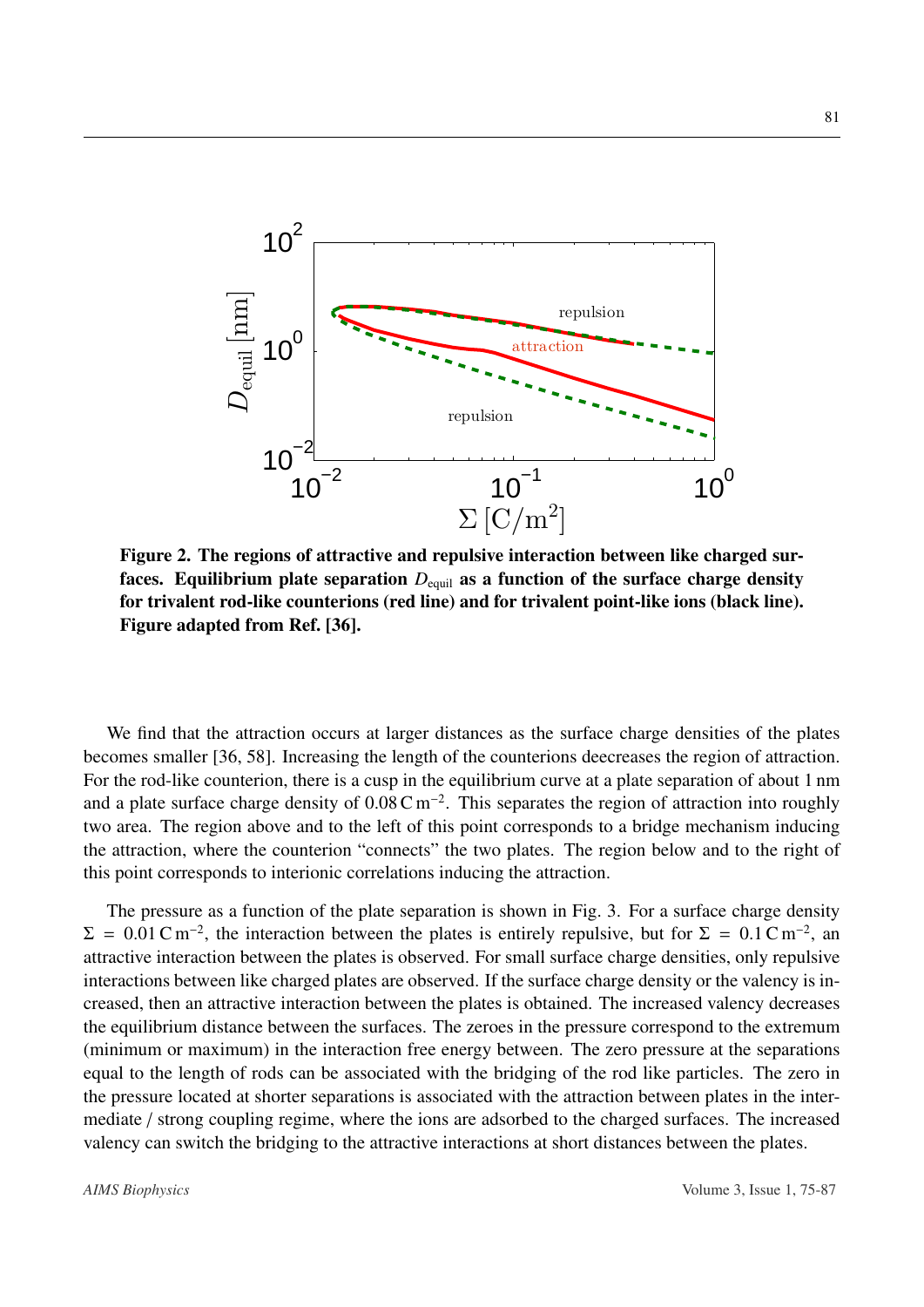**Figure 2. The regions of attractive and repulsive interaction between like charged surfaces. Equilibrium plate separation $D_{\mathrm{equil}}$ as a function of the surface charge density for trivalent rod-like counterions (red line) and for trivalent point-like ions (black line). Figure adapted from Ref. [36].**

We find that the attraction occurs at larger distances as the surface charge densities of the plates becomes smaller [36, 58]. Increasing the length of the counterions deecreases the region of attraction. For the rod-like counterion, there is a cusp in the equilibrium curve at a plate separation of about 1 nm and a plate surface charge density of $0.08\,\mathrm{C\,m^{-2}}$. This separates the region of attraction into roughly two area. The region above and to the left of this point corresponds to a bridge mechanism inducing the attraction, where the counterion "connects" the two plates. The region below and to the right of this point corresponds to interionic correlations inducing the attraction.

The pressure as a function of the plate separation is shown in Fig. 3. For a surface charge density $\Sigma = 0.01\,\mathrm{C\,m^{-2}}$, the interaction between the plates is entirely repulsive, but for $\Sigma = 0.1\,\mathrm{C\,m^{-2}}$, an attractive interaction between the plates is observed. For small surface charge densities, only repulsive interactions between like charged plates are observed. If the surface charge density or the valency is increased, then an attractive interaction between the plates is obtained. The increased valency decreases the equilibrium distance between the surfaces. The zeroes in the pressure correspond to the extremum (minimum or maximum) in the interaction free energy between. The zero pressure at the separations equal to the length of rods can be associated with the bridging of the rod like particles. The zero in the pressure located at shorter separations is associated with the attraction between plates in the intermediate / strong coupling regime, where the ions are adsorbed to the charged surfaces. The increased valency can switch the bridging to the attractive interactions at short distances between the plates.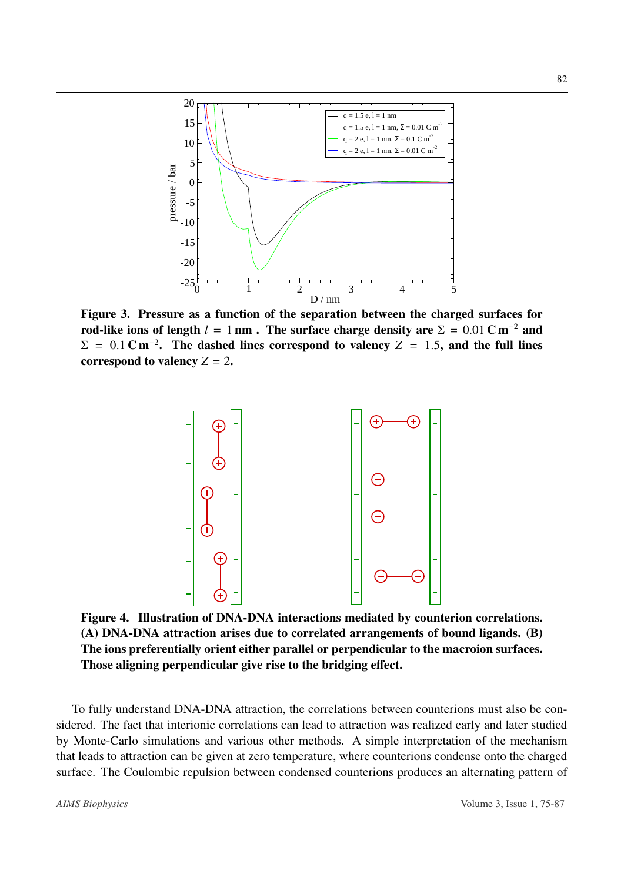**Figure 3. Pressure as a function of the separation between the charged surfaces for rod-like ions of length $l = 1\,\mathrm{nm}$ . The surface charge density are $\Sigma = 0.01\,\mathrm{C\,m^{-2}}$ and $\Sigma = 0.1\,\mathrm{C\,m^{-2}}$. The dashed lines correspond to valency $Z = 1.5$, and the full lines correspond to valency $Z = 2$.**

**Figure 4. Illustration of DNA-DNA interactions mediated by counterion correlations. (A) DNA-DNA attraction arises due to correlated arrangements of bound ligands. (B) The ions preferentially orient either parallel or perpendicular to the macroion surfaces. Those aligning perpendicular give rise to the bridging effect.**

To fully understand DNA-DNA attraction, the correlations between counterions must also be considered. The fact that interionic correlations can lead to attraction was realized early and later studied by Monte-Carlo simulations and various other methods. A simple interpretation of the mechanism that leads to attraction can be given at zero temperature, where counterions condense onto the charged surface. The Coulombic repulsion between condensed counterions produces an alternating pattern of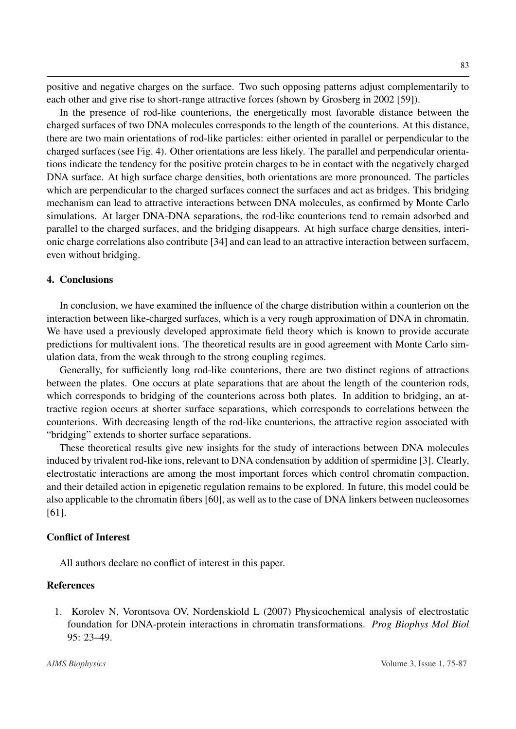positive and negative charges on the surface. Two such opposing patterns adjust complementarily to each other and give rise to short-range attractive forces (shown by Grosberg in 2002 [59]).

In the presence of rod-like counterions, the energetically most favorable distance between the charged surfaces of two DNA molecules corresponds to the length of the counterions. At this distance, there are two main orientations of rod-like particles: either oriented in parallel or perpendicular to the charged surfaces (see Fig. 4). Other orientations are less likely. The parallel and perpendicular orientations indicate the tendency for the positive protein charges to be in contact with the negatively charged DNA surface. At high surface charge densities, both orientations are more pronounced. The particles which are perpendicular to the charged surfaces connect the surfaces and act as bridges. This bridging mechanism can lead to attractive interactions between DNA molecules, as confirmed by Monte Carlo simulations. At larger DNA-DNA separations, the rod-like counterions tend to remain adsorbed and parallel to the charged surfaces, and the bridging disappears. At high surface charge densities, interionic charge correlations also contribute [34] and can lead to an attractive interaction between surfacem, even without bridging.

## 4. Conclusions

In conclusion, we have examined the influence of the charge distribution within a counterion on the interaction between like-charged surfaces, which is a very rough approximation of DNA in chromatin. We have used a previously developed approximate field theory which is known to provide accurate predictions for multivalent ions. The theoretical results are in good agreement with Monte Carlo simulation data, from the weak through to the strong coupling regimes.

Generally, for sufficiently long rod-like counterions, there are two distinct regions of attractions between the plates. One occurs at plate separations that are about the length of the counterion rods, which corresponds to bridging of the counterions across both plates. In addition to bridging, an attractive region occurs at shorter surface separations, which corresponds to correlations between the counterions. With decreasing length of the rod-like counterions, the attractive region associated with "bridging" extends to shorter surface separations.

These theoretical results give new insights for the study of interactions between DNA molecules induced by trivalent rod-like ions, relevant to DNA condensation by addition of spermidine [3]. Clearly, electrostatic interactions are among the most important forces which control chromatin compaction, and their detailed action in epigenetic regulation remains to be explored. In future, this model could be also applicable to the chromatin fibers [60], as well as to the case of DNA linkers between nucleosomes [61].

## Conflict of Interest

All authors declare no conflict of interest in this paper.

## References

1. Korolev N, Vorontsova OV, Nordenskiold L (2007) Physicochemical analysis of electrostatic foundation for DNA-protein interactions in chromatin transformations. *Prog Biophys Mol Biol* 95: 23–49.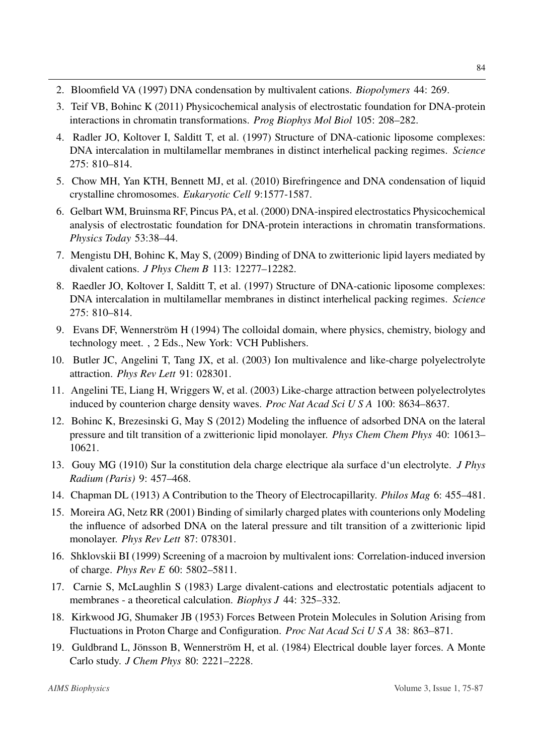2. Bloomfield VA (1997) DNA condensation by multivalent cations. *Biopolymers* 44: 269.
3. Teif VB, Bohinc K (2011) Physicochemical analysis of electrostatic foundation for DNA-protein interactions in chromatin transformations. *Prog Biophys Mol Biol* 105: 208–282.
4. Radler JO, Koltover I, Salditt T, et al. (1997) Structure of DNA-cationic liposome complexes: DNA intercalation in multilamellar membranes in distinct interhelical packing regimes. *Science* 275: 810–814.
5. Chow MH, Yan KTH, Bennett MJ, et al. (2010) Birefringence and DNA condensation of liquid crystalline chromosomes. *Eukaryotic Cell* 9:1577-1587.
6. Gelbart WM, Bruinsma RF, Pincus PA, et al. (2000) DNA-inspired electrostatics Physicochemical analysis of electrostatic foundation for DNA-protein interactions in chromatin transformations. *Physics Today* 53:38–44.
7. Mengistu DH, Bohinc K, May S, (2009) Binding of DNA to zwitterionic lipid layers mediated by divalent cations. *J Phys Chem B* 113: 12277–12282.
8. Raedler JO, Koltover I, Salditt T, et al. (1997) Structure of DNA-cationic liposome complexes: DNA intercalation in multilamellar membranes in distinct interhelical packing regimes. *Science* 275: 810–814.
9. Evans DF, Wennerström H (1994) The colloidal domain, where physics, chemistry, biology and technology meet. , 2 Eds., New York: VCH Publishers.
10. Butler JC, Angelini T, Tang JX, et al. (2003) Ion multivalence and like-charge polyelectrolyte attraction. *Phys Rev Lett* 91: 028301.
11. Angelini TE, Liang H, Wriggers W, et al. (2003) Like-charge attraction between polyelectrolytes induced by counterion charge density waves. *Proc Nat Acad Sci U S A* 100: 8634–8637.
12. Bohinc K, Brezesinski G, May S (2012) Modeling the influence of adsorbed DNA on the lateral pressure and tilt transition of a zwitterionic lipid monolayer. *Phys Chem Chem Phys* 40: 10613–10621.
13. Gouy MG (1910) Sur la constitution dela charge electrique ala surface d'un electrolyte. *J Phys Radium (Paris)* 9: 457–468.
14. Chapman DL (1913) A Contribution to the Theory of Electrocapillarity. *Philos Mag* 6: 455–481.
15. Moreira AG, Netz RR (2001) Binding of similarly charged plates with counterions only Modeling the influence of adsorbed DNA on the lateral pressure and tilt transition of a zwitterionic lipid monolayer. *Phys Rev Lett* 87: 078301.
16. Shklovskii BI (1999) Screening of a macroion by multivalent ions: Correlation-induced inversion of charge. *Phys Rev E* 60: 5802–5811.
17. Carnie S, McLaughlin S (1983) Large divalent-cations and electrostatic potentials adjacent to membranes - a theoretical calculation. *Biophys J* 44: 325–332.
18. Kirkwood JG, Shumaker JB (1953) Forces Between Protein Molecules in Solution Arising from Fluctuations in Proton Charge and Configuration. *Proc Nat Acad Sci U S A* 38: 863–871.
19. Guldbrand L, Jönsson B, Wennerström H, et al. (1984) Electrical double layer forces. A Monte Carlo study. *J Chem Phys* 80: 2221–2228.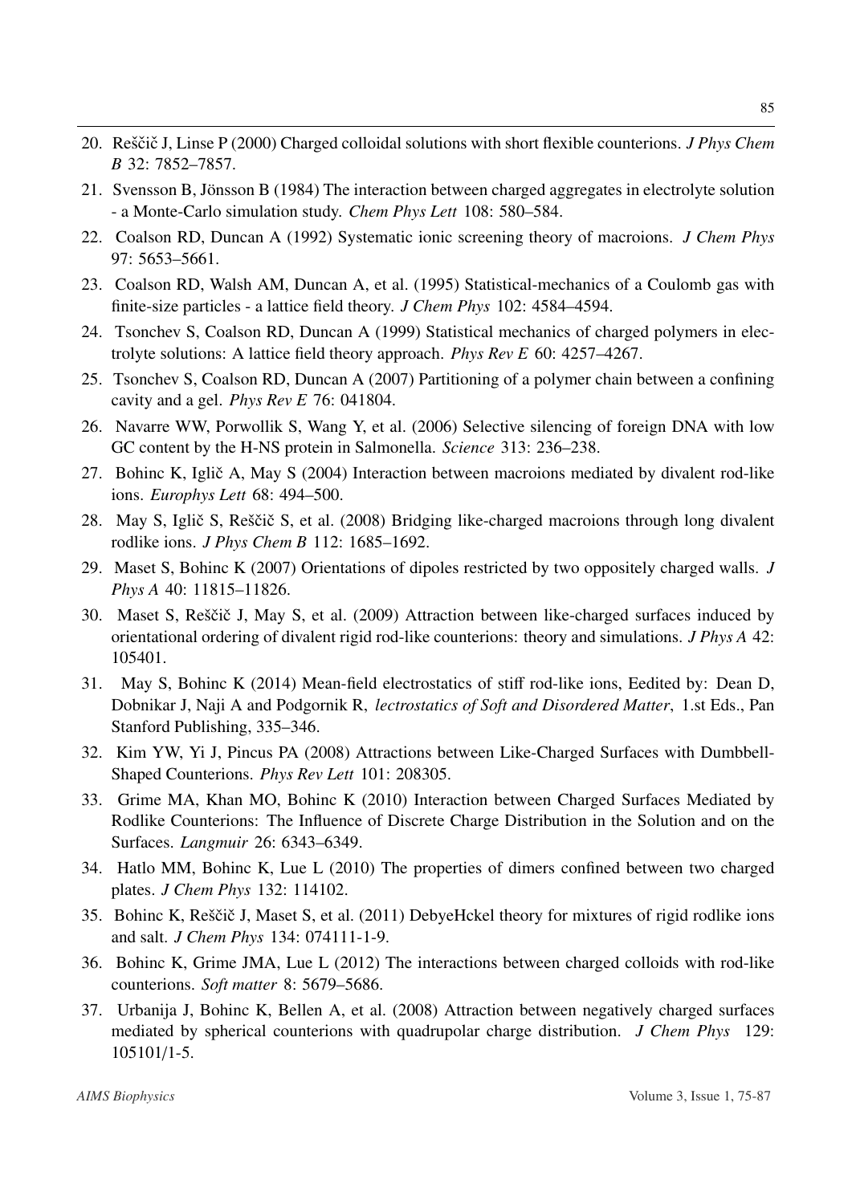20. Reščič J, Linse P (2000) Charged colloidal solutions with short flexible counterions. *J Phys Chem B* 32: 7852–7857.
21. Svensson B, Jönsson B (1984) The interaction between charged aggregates in electrolyte solution - a Monte-Carlo simulation study. *Chem Phys Lett* 108: 580–584.
22. Coalson RD, Duncan A (1992) Systematic ionic screening theory of macroions. *J Chem Phys* 97: 5653–5661.
23. Coalson RD, Walsh AM, Duncan A, et al. (1995) Statistical-mechanics of a Coulomb gas with finite-size particles - a lattice field theory. *J Chem Phys* 102: 4584–4594.
24. Tsonchev S, Coalson RD, Duncan A (1999) Statistical mechanics of charged polymers in electrolyte solutions: A lattice field theory approach. *Phys Rev E* 60: 4257–4267.
25. Tsonchev S, Coalson RD, Duncan A (2007) Partitioning of a polymer chain between a confining cavity and a gel. *Phys Rev E* 76: 041804.
26. Navarre WW, Porwollik S, Wang Y, et al. (2006) Selective silencing of foreign DNA with low GC content by the H-NS protein in Salmonella. *Science* 313: 236–238.
27. Bohinc K, Iglič A, May S (2004) Interaction between macroions mediated by divalent rod-like ions. *Europhys Lett* 68: 494–500.
28. May S, Iglič S, Reščič S, et al. (2008) Bridging like-charged macroions through long divalent rodlike ions. *J Phys Chem B* 112: 1685–1692.
29. Maset S, Bohinc K (2007) Orientations of dipoles restricted by two oppositely charged walls. *J Phys A* 40: 11815–11826.
30. Maset S, Reščič J, May S, et al. (2009) Attraction between like-charged surfaces induced by orientational ordering of divalent rigid rod-like counterions: theory and simulations. *J Phys A* 42: 105401.
31. May S, Bohinc K (2014) Mean-field electrostatics of stiff rod-like ions, Eedited by: Dean D, Dobnikar J, Naji A and Podgornik R, *lectrostatics of Soft and Disordered Matter*, 1.st Eds., Pan Stanford Publishing, 335–346.
32. Kim YW, Yi J, Pincus PA (2008) Attractions between Like-Charged Surfaces with Dumbbell-Shaped Counterions. *Phys Rev Lett* 101: 208305.
33. Grime MA, Khan MO, Bohinc K (2010) Interaction between Charged Surfaces Mediated by Rodlike Counterions: The Influence of Discrete Charge Distribution in the Solution and on the Surfaces. *Langmuir* 26: 6343–6349.
34. Hatlo MM, Bohinc K, Lue L (2010) The properties of dimers confined between two charged plates. *J Chem Phys* 132: 114102.
35. Bohinc K, Reščič J, Maset S, et al. (2011) DebyeHckel theory for mixtures of rigid rodlike ions and salt. *J Chem Phys* 134: 074111-1-9.
36. Bohinc K, Grime JMA, Lue L (2012) The interactions between charged colloids with rod-like counterions. *Soft matter* 8: 5679–5686.
37. Urbanija J, Bohinc K, Bellen A, et al. (2008) Attraction between negatively charged surfaces mediated by spherical counterions with quadrupolar charge distribution. *J Chem Phys* 129: 105101/1-5.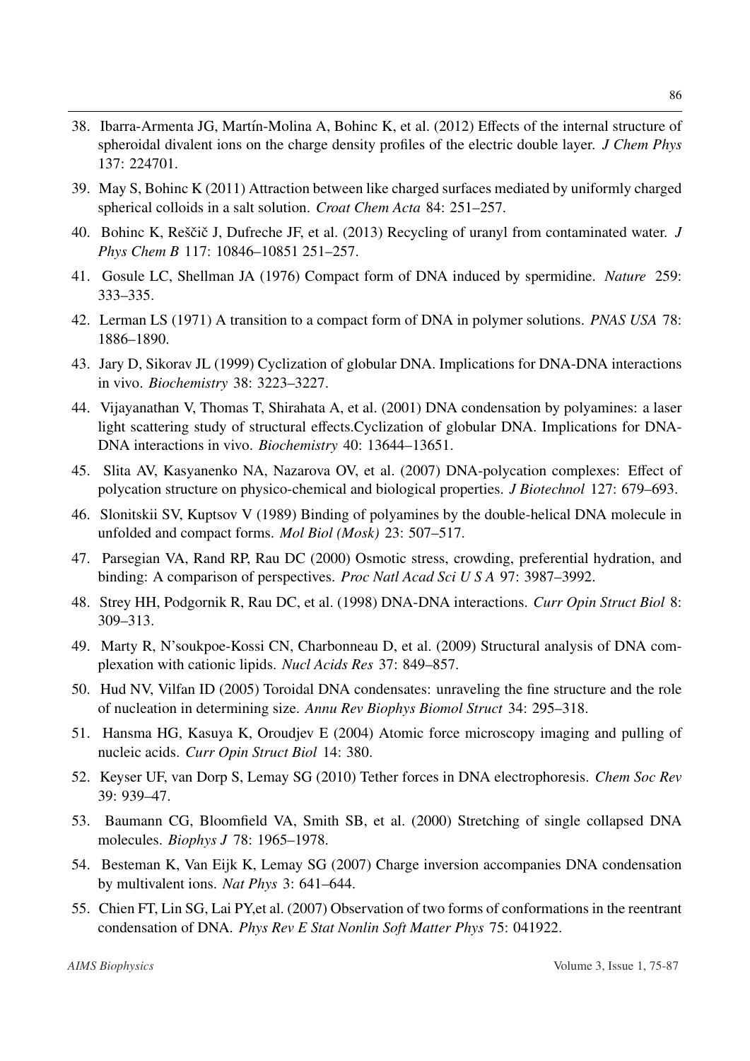38. Ibarra-Armenta JG, Martín-Molina A, Bohinc K, et al. (2012) Effects of the internal structure of spheroidal divalent ions on the charge density profiles of the electric double layer. *J Chem Phys* 137: 224701.

39. May S, Bohinc K (2011) Attraction between like charged surfaces mediated by uniformly charged spherical colloids in a salt solution. *Croat Chem Acta* 84: 251–257.

40. Bohinc K, Reščič J, Dufreche JF, et al. (2013) Recycling of uranyl from contaminated water. *J Phys Chem B* 117: 10846–10851 251–257.

41. Gosule LC, Shellman JA (1976) Compact form of DNA induced by spermidine. *Nature* 259: 333–335.

42. Lerman LS (1971) A transition to a compact form of DNA in polymer solutions. *PNAS USA* 78: 1886–1890.

43. Jary D, Sikorav JL (1999) Cyclization of globular DNA. Implications for DNA-DNA interactions in vivo. *Biochemistry* 38: 3223–3227.

44. Vijayanathan V, Thomas T, Shirahata A, et al. (2001) DNA condensation by polyamines: a laser light scattering study of structural effects.Cyclization of globular DNA. Implications for DNA-DNA interactions in vivo. *Biochemistry* 40: 13644–13651.

45. Slita AV, Kasyanenko NA, Nazarova OV, et al. (2007) DNA-polycation complexes: Effect of polycation structure on physico-chemical and biological properties. *J Biotechnol* 127: 679–693.

46. Slonitskii SV, Kuptsov V (1989) Binding of polyamines by the double-helical DNA molecule in unfolded and compact forms. *Mol Biol (Mosk)* 23: 507–517.

47. Parsegian VA, Rand RP, Rau DC (2000) Osmotic stress, crowding, preferential hydration, and binding: A comparison of perspectives. *Proc Natl Acad Sci U S A* 97: 3987–3992.

48. Strey HH, Podgornik R, Rau DC, et al. (1998) DNA-DNA interactions. *Curr Opin Struct Biol* 8: 309–313.

49. Marty R, N'soukpoe-Kossi CN, Charbonneau D, et al. (2009) Structural analysis of DNA complexation with cationic lipids. *Nucl Acids Res* 37: 849–857.

50. Hud NV, Vilfan ID (2005) Toroidal DNA condensates: unraveling the fine structure and the role of nucleation in determining size. *Annu Rev Biophys Biomol Struct* 34: 295–318.

51. Hansma HG, Kasuya K, Oroudjev E (2004) Atomic force microscopy imaging and pulling of nucleic acids. *Curr Opin Struct Biol* 14: 380.

52. Keyser UF, van Dorp S, Lemay SG (2010) Tether forces in DNA electrophoresis. *Chem Soc Rev* 39: 939–47.

53. Baumann CG, Bloomfield VA, Smith SB, et al. (2000) Stretching of single collapsed DNA molecules. *Biophys J* 78: 1965–1978.

54. Besteman K, Van Eijk K, Lemay SG (2007) Charge inversion accompanies DNA condensation by multivalent ions. *Nat Phys* 3: 641–644.

55. Chien FT, Lin SG, Lai PY,et al. (2007) Observation of two forms of conformations in the reentrant condensation of DNA. *Phys Rev E Stat Nonlin Soft Matter Phys* 75: 041922.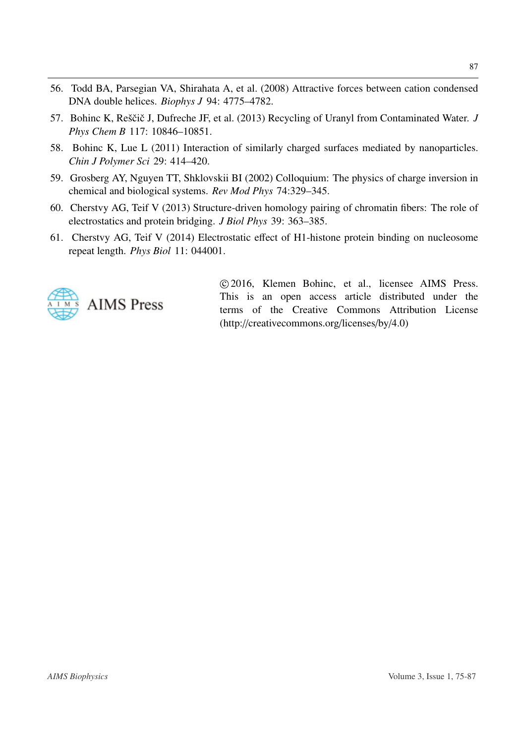56. Todd BA, Parsegian VA, Shirahata A, et al. (2008) Attractive forces between cation condensed DNA double helices. *Biophys J* 94: 4775–4782.
57. Bohinc K, Reščič J, Dufreche JF, et al. (2013) Recycling of Uranyl from Contaminated Water. *J Phys Chem B* 117: 10846–10851.
58. Bohinc K, Lue L (2011) Interaction of similarly charged surfaces mediated by nanoparticles. *Chin J Polymer Sci* 29: 414–420.
59. Grosberg AY, Nguyen TT, Shklovskii BI (2002) Colloquium: The physics of charge inversion in chemical and biological systems. *Rev Mod Phys* 74:329–345.
60. Cherstvy AG, Teif V (2013) Structure-driven homology pairing of chromatin fibers: The role of electrostatics and protein bridging. *J Biol Phys* 39: 363–385.
61. Cherstvy AG, Teif V (2014) Electrostatic effect of H1-histone protein binding on nucleosome repeat length. *Phys Biol* 11: 044001.

AIMS Press

© 2016, Klemen Bohinc, et al., licensee AIMS Press. This is an open access article distributed under the terms of the Creative Commons Attribution License (http://creativecommons.org/licenses/by/4.0)